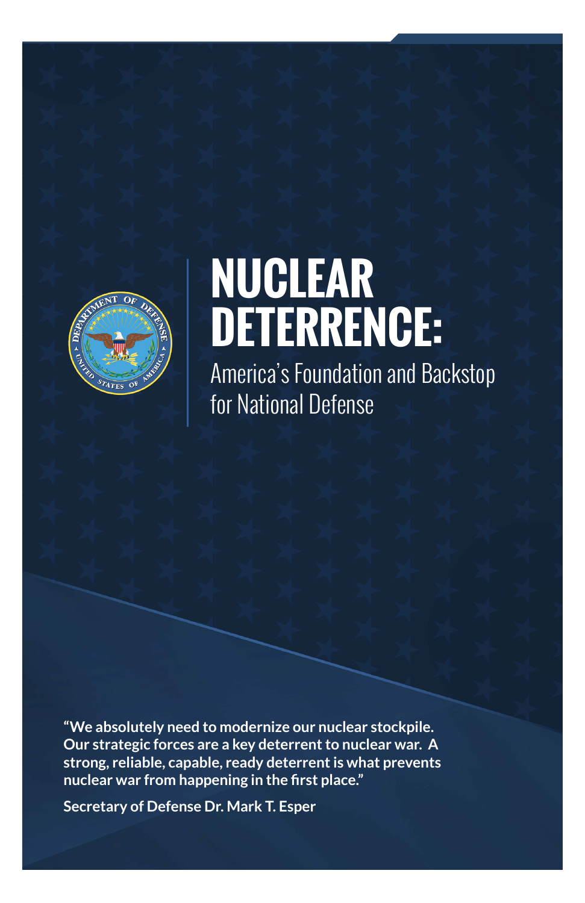# NUCLEAR DETERRENCE:

## America's Foundation and Backstop for National Defense

**"We absolutely need to modernize our nuclear stockpile. Our strategic forces are a key deterrent to nuclear war. A strong, reliable, capable, ready deterrent is what prevents nuclear war from happening in the first place."**

**Secretary of Defense Dr. Mark T. Esper**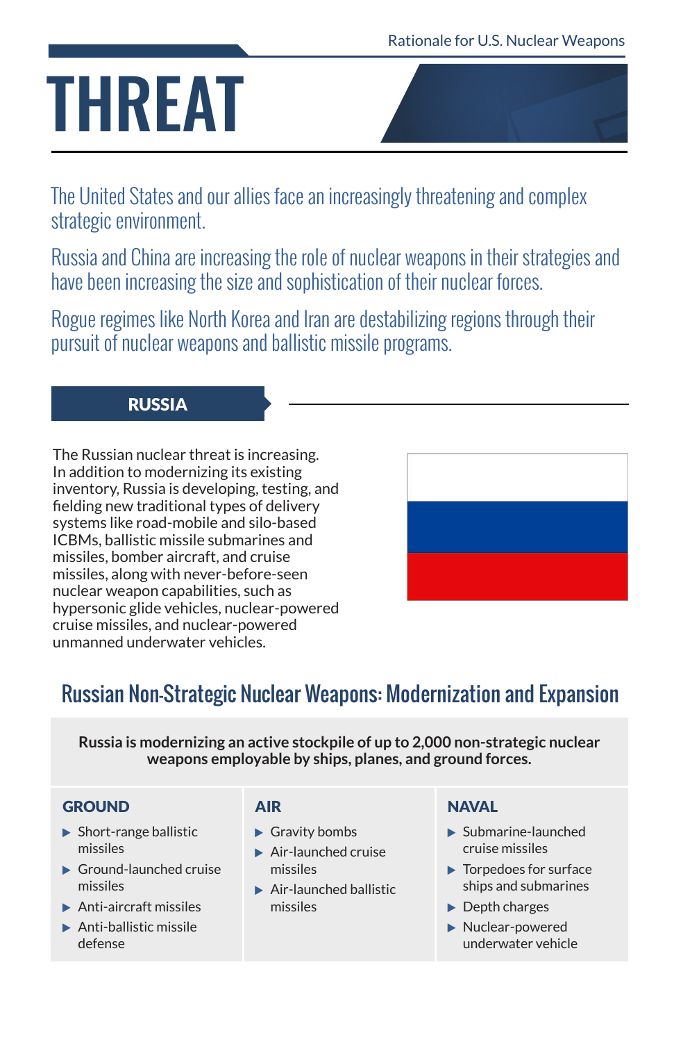# THREAT

The United States and our allies face an increasingly threatening and complex strategic environment.

Russia and China are increasing the role of nuclear weapons in their strategies and have been increasing the size and sophistication of their nuclear forces.

Rogue regimes like North Korea and Iran are destabilizing regions through their pursuit of nuclear weapons and ballistic missile programs.

## RUSSIA

The Russian nuclear threat is increasing. In addition to modernizing its existing inventory, Russia is developing, testing, and fielding new traditional types of delivery systems like road-mobile and silo-based ICBMs, ballistic missile submarines and missiles, bomber aircraft, and cruise missiles, along with never-before-seen nuclear weapon capabilities, such as hypersonic glide vehicles, nuclear-powered cruise missiles, and nuclear-powered unmanned underwater vehicles.

### Russian Non-Strategic Nuclear Weapons: Modernization and Expansion

**Russia is modernizing an active stockpile of up to 2,000 non-strategic nuclear weapons employable by ships, planes, and ground forces.**

#### GROUND

- Short-range ballistic missiles
- Ground-launched cruise missiles
- Anti-aircraft missiles
- Anti-ballistic missile defense

#### AIR

- Gravity bombs
- Air-launched cruise missiles
- Air-launched ballistic missiles

#### NAVAL

- Submarine-launched cruise missiles
- Torpedoes for surface ships and submarines
- Depth charges
- Nuclear-powered underwater vehicle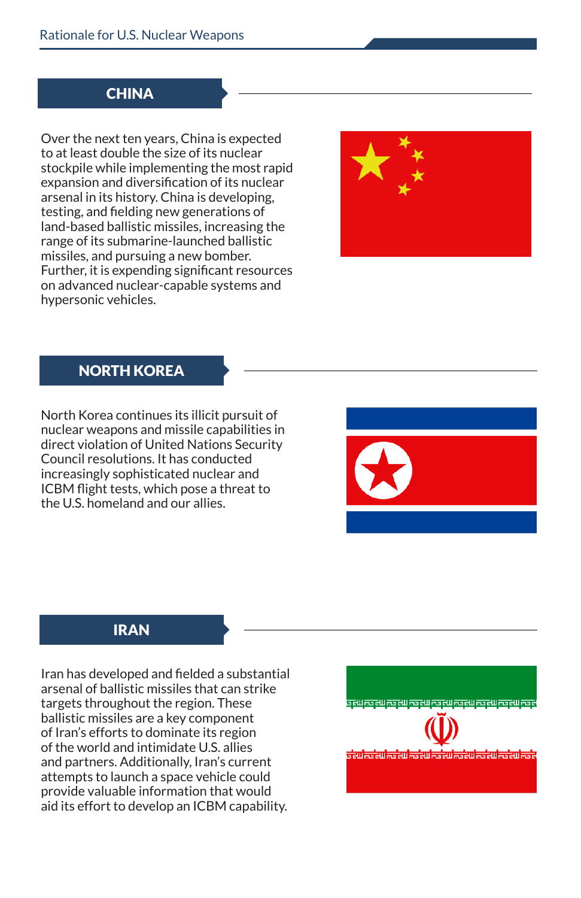## CHINA

Over the next ten years, China is expected to at least double the size of its nuclear stockpile while implementing the most rapid expansion and diversification of its nuclear arsenal in its history. China is developing, testing, and fielding new generations of land-based ballistic missiles, increasing the range of its submarine-launched ballistic missiles, and pursuing a new bomber. Further, it is expending significant resources on advanced nuclear-capable systems and hypersonic vehicles.

## NORTH KOREA

North Korea continues its illicit pursuit of nuclear weapons and missile capabilities in direct violation of United Nations Security Council resolutions. It has conducted increasingly sophisticated nuclear and ICBM flight tests, which pose a threat to the U.S. homeland and our allies.

## IRAN

Iran has developed and fielded a substantial arsenal of ballistic missiles that can strike targets throughout the region. These ballistic missiles are a key component of Iran's efforts to dominate its region of the world and intimidate U.S. allies and partners. Additionally, Iran's current attempts to launch a space vehicle could provide valuable information that would aid its effort to develop an ICBM capability.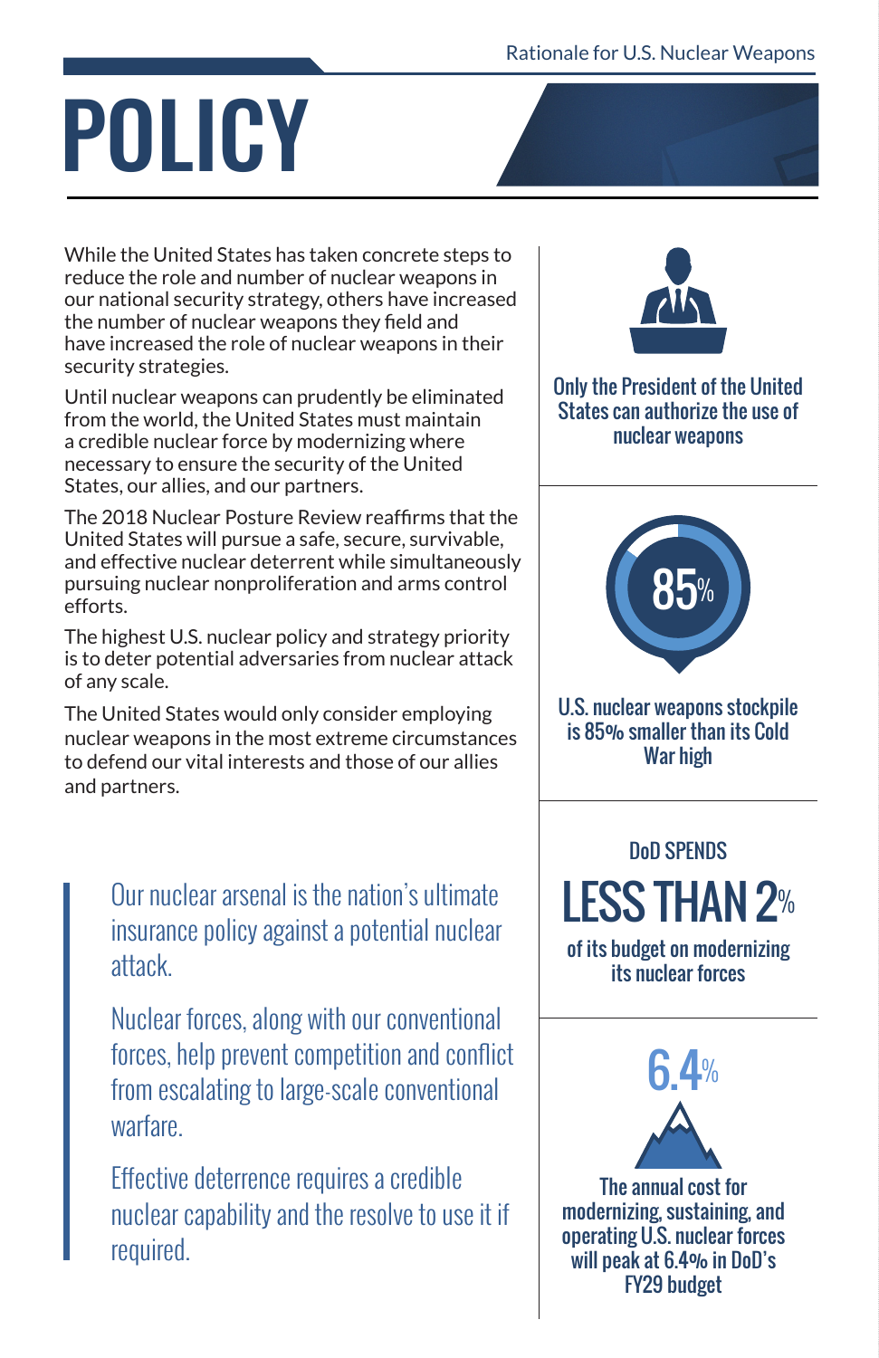# POLICY

While the United States has taken concrete steps to reduce the role and number of nuclear weapons in our national security strategy, others have increased the number of nuclear weapons they field and have increased the role of nuclear weapons in their security strategies.

Until nuclear weapons can prudently be eliminated from the world, the United States must maintain a credible nuclear force by modernizing where necessary to ensure the security of the United States, our allies, and our partners.

The 2018 Nuclear Posture Review reaffirms that the United States will pursue a safe, secure, survivable, and effective nuclear deterrent while simultaneously pursuing nuclear nonproliferation and arms control efforts.

The highest U.S. nuclear policy and strategy priority is to deter potential adversaries from nuclear attack of any scale.

The United States would only consider employing nuclear weapons in the most extreme circumstances to defend our vital interests and those of our allies and partners.

> Our nuclear arsenal is the nation's ultimate insurance policy against a potential nuclear attack.
>
> Nuclear forces, along with our conventional forces, help prevent competition and conflict from escalating to large-scale conventional warfare.
>
> Effective deterrence requires a credible nuclear capability and the resolve to use it if required.

**Only the President of the United States can authorize the use of nuclear weapons**

**85%**

**U.S. nuclear weapons stockpile is 85% smaller than its Cold War high**

**DoD SPENDS**

**LESS THAN 2%**

**of its budget on modernizing its nuclear forces**

**6.4%**

**The annual cost for modernizing, sustaining, and operating U.S. nuclear forces will peak at 6.4% in DoD's FY29 budget**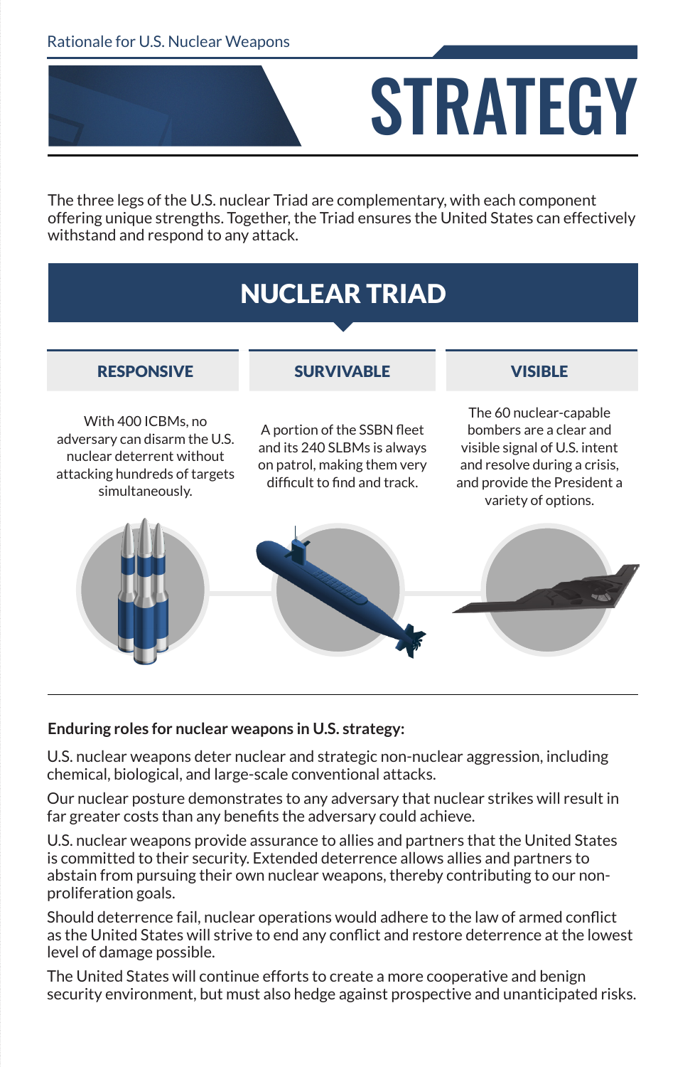Rationale for U.S. Nuclear Weapons

# STRATEGY

The three legs of the U.S. nuclear Triad are complementary, with each component offering unique strengths. Together, the Triad ensures the United States can effectively withstand and respond to any attack.

## NUCLEAR TRIAD

### RESPONSIVE

With 400 ICBMs, no adversary can disarm the U.S. nuclear deterrent without attacking hundreds of targets simultaneously.

### SURVIVABLE

A portion of the SSBN fleet and its 240 SLBMs is always on patrol, making them very difficult to find and track.

### VISIBLE

The 60 nuclear-capable bombers are a clear and visible signal of U.S. intent and resolve during a crisis, and provide the President a variety of options.

**Enduring roles for nuclear weapons in U.S. strategy:**

U.S. nuclear weapons deter nuclear and strategic non-nuclear aggression, including chemical, biological, and large-scale conventional attacks.

Our nuclear posture demonstrates to any adversary that nuclear strikes will result in far greater costs than any benefits the adversary could achieve.

U.S. nuclear weapons provide assurance to allies and partners that the United States is committed to their security. Extended deterrence allows allies and partners to abstain from pursuing their own nuclear weapons, thereby contributing to our non-proliferation goals.

Should deterrence fail, nuclear operations would adhere to the law of armed conflict as the United States will strive to end any conflict and restore deterrence at the lowest level of damage possible.

The United States will continue efforts to create a more cooperative and benign security environment, but must also hedge against prospective and unanticipated risks.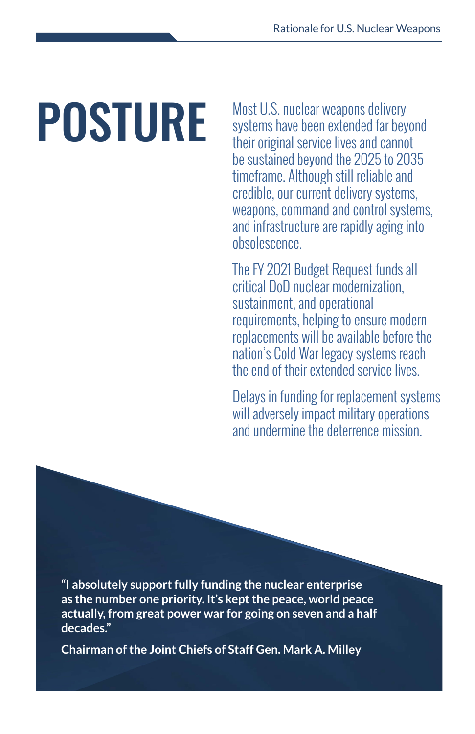# POSTURE

Most U.S. nuclear weapons delivery systems have been extended far beyond their original service lives and cannot be sustained beyond the 2025 to 2035 timeframe. Although still reliable and credible, our current delivery systems, weapons, command and control systems, and infrastructure are rapidly aging into obsolescence.

The FY 2021 Budget Request funds all critical DoD nuclear modernization, sustainment, and operational requirements, helping to ensure modern replacements will be available before the nation's Cold War legacy systems reach the end of their extended service lives.

Delays in funding for replacement systems will adversely impact military operations and undermine the deterrence mission.

**"I absolutely support fully funding the nuclear enterprise as the number one priority. It's kept the peace, world peace actually, from great power war for going on seven and a half decades."**

**Chairman of the Joint Chiefs of Staff Gen. Mark A. Milley**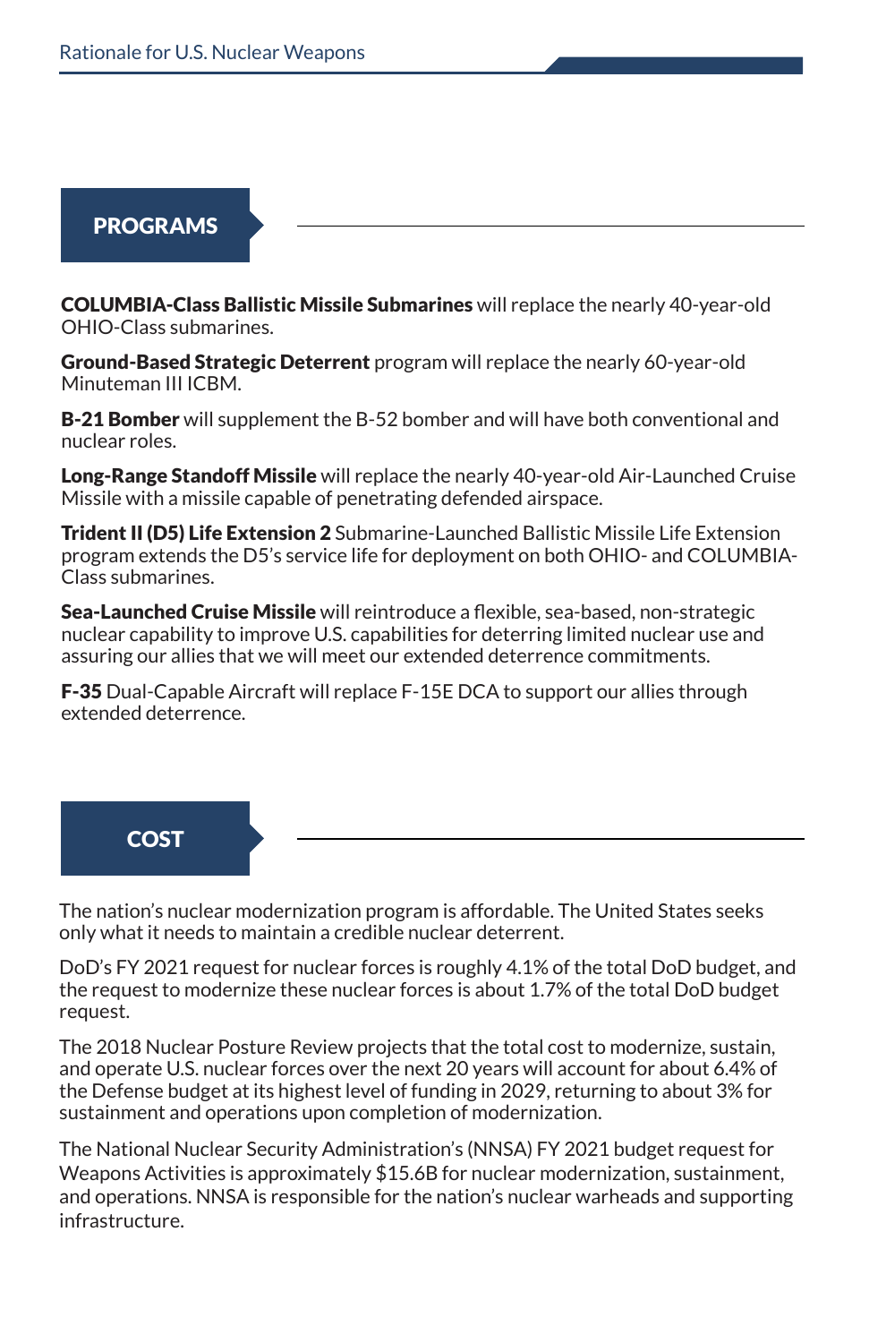## PROGRAMS

**COLUMBIA-Class Ballistic Missile Submarines** will replace the nearly 40-year-old OHIO-Class submarines.

**Ground-Based Strategic Deterrent** program will replace the nearly 60-year-old Minuteman III ICBM.

**B-21 Bomber** will supplement the B-52 bomber and will have both conventional and nuclear roles.

**Long-Range Standoff Missile** will replace the nearly 40-year-old Air-Launched Cruise Missile with a missile capable of penetrating defended airspace.

**Trident II (D5) Life Extension 2** Submarine-Launched Ballistic Missile Life Extension program extends the D5's service life for deployment on both OHIO- and COLUMBIA-Class submarines.

**Sea-Launched Cruise Missile** will reintroduce a flexible, sea-based, non-strategic nuclear capability to improve U.S. capabilities for deterring limited nuclear use and assuring our allies that we will meet our extended deterrence commitments.

**F-35** Dual-Capable Aircraft will replace F-15E DCA to support our allies through extended deterrence.

## COST

The nation's nuclear modernization program is affordable. The United States seeks only what it needs to maintain a credible nuclear deterrent.

DoD's FY 2021 request for nuclear forces is roughly 4.1% of the total DoD budget, and the request to modernize these nuclear forces is about 1.7% of the total DoD budget request.

The 2018 Nuclear Posture Review projects that the total cost to modernize, sustain, and operate U.S. nuclear forces over the next 20 years will account for about 6.4% of the Defense budget at its highest level of funding in 2029, returning to about 3% for sustainment and operations upon completion of modernization.

The National Nuclear Security Administration's (NNSA) FY 2021 budget request for Weapons Activities is approximately $15.6B for nuclear modernization, sustainment, and operations. NNSA is responsible for the nation's nuclear warheads and supporting infrastructure.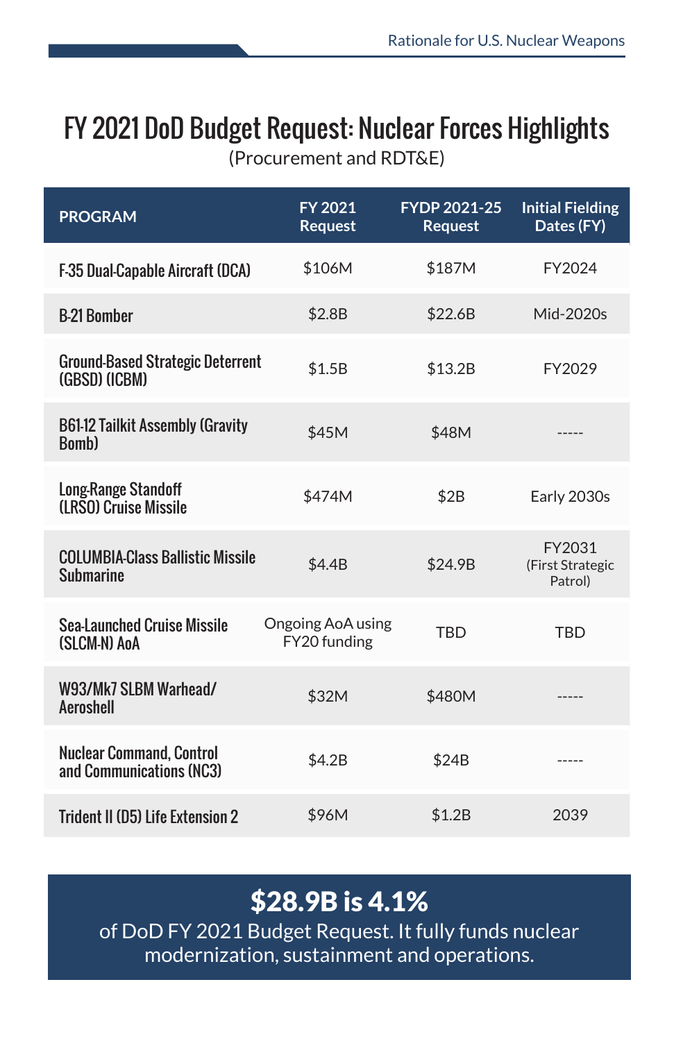# FY 2021 DoD Budget Request: Nuclear Forces Highlights

(Procurement and RDT&E)

| PROGRAM | FY 2021 Request | FYDP 2021-25 Request | Initial Fielding Dates (FY) |
|---|---|---|---|
| F-35 Dual-Capable Aircraft (DCA) | $106M | $187M | FY2024 |
| B-21 Bomber | $2.8B | $22.6B | Mid-2020s |
| Ground-Based Strategic Deterrent (GBSD) (ICBM) | $1.5B | $13.2B | FY2029 |
| B61-12 Tailkit Assembly (Gravity Bomb) | $45M | $48M | ----- |
| Long-Range Standoff (LRSO) Cruise Missile | $474M | $2B | Early 2030s |
| COLUMBIA-Class Ballistic Missile Submarine | $4.4B | $24.9B | FY2031 (First Strategic Patrol) |
| Sea-Launched Cruise Missile (SLCM-N) AoA | Ongoing AoA using FY20 funding | TBD | TBD |
| W93/Mk7 SLBM Warhead/ Aeroshell | $32M | $480M | ----- |
| Nuclear Command, Control and Communications (NC3) | $4.2B | $24B | ----- |
| Trident II (D5) Life Extension 2 | $96M | $1.2B | 2039 |

**$28.9B is 4.1%**

of DoD FY 2021 Budget Request. It fully funds nuclear modernization, sustainment and operations.